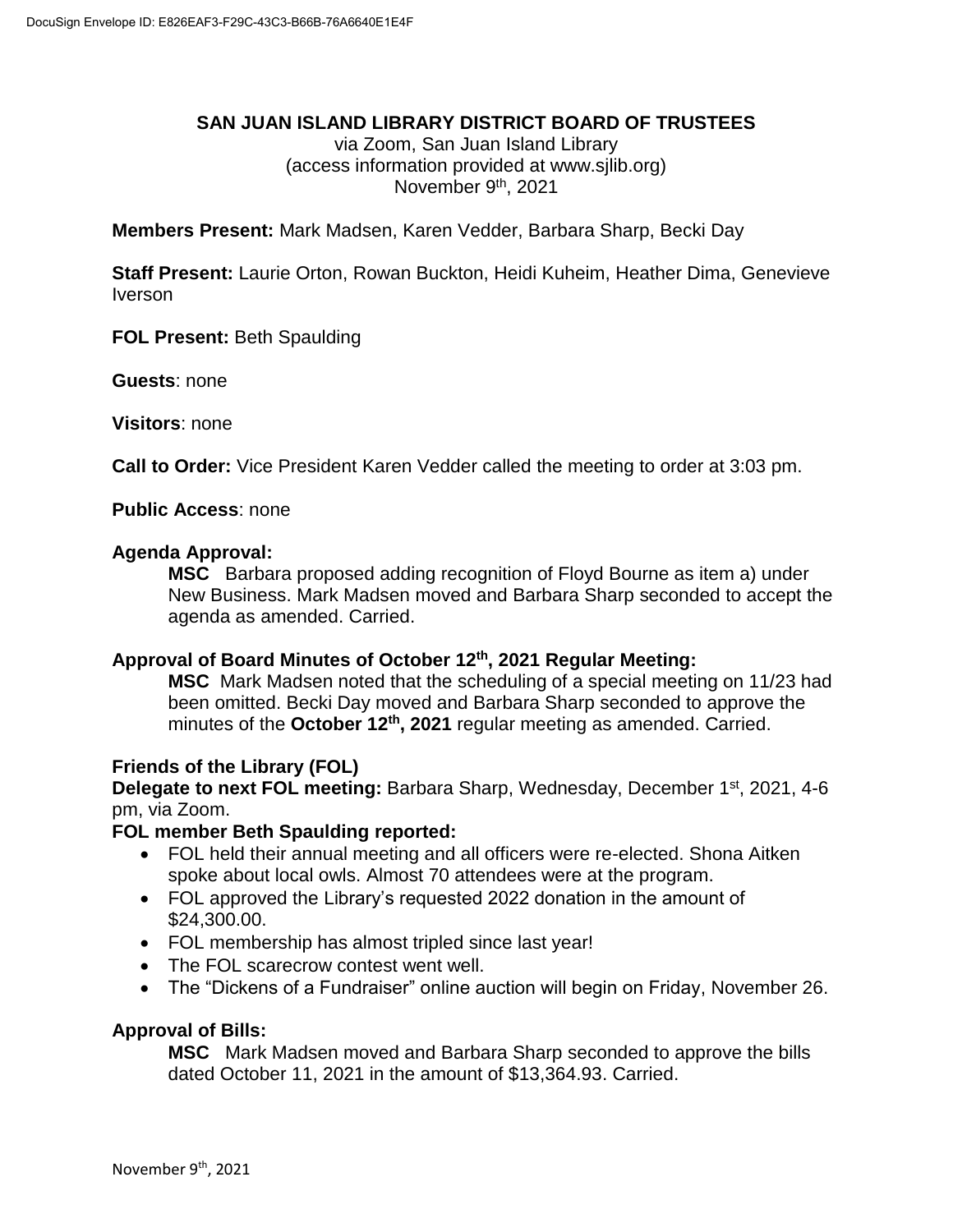# SAN JUAN ISLAND LIBRARY DISTRICT BOARD OF TRUSTEES

via Zoom, San Juan Island Library
(access information provided at www.sjlib.org)
November 9th, 2021

**Members Present:** Mark Madsen, Karen Vedder, Barbara Sharp, Becki Day

**Staff Present:** Laurie Orton, Rowan Buckton, Heidi Kuheim, Heather Dima, Genevieve Iverson

**FOL Present:** Beth Spaulding

**Guests**: none

**Visitors**: none

**Call to Order:** Vice President Karen Vedder called the meeting to order at 3:03 pm.

**Public Access**: none

**Agenda Approval:**

> **MSC** Barbara proposed adding recognition of Floyd Bourne as item a) under New Business. Mark Madsen moved and Barbara Sharp seconded to accept the agenda as amended. Carried.

**Approval of Board Minutes of October 12th, 2021 Regular Meeting:**

> **MSC** Mark Madsen noted that the scheduling of a special meeting on 11/23 had been omitted. Becki Day moved and Barbara Sharp seconded to approve the minutes of the **October 12th, 2021** regular meeting as amended. Carried.

**Friends of the Library (FOL)**

**Delegate to next FOL meeting:** Barbara Sharp, Wednesday, December 1st, 2021, 4-6 pm, via Zoom.

**FOL member Beth Spaulding reported:**

- FOL held their annual meeting and all officers were re-elected. Shona Aitken spoke about local owls. Almost 70 attendees were at the program.
- FOL approved the Library's requested 2022 donation in the amount of $24,300.00.
- FOL membership has almost tripled since last year!
- The FOL scarecrow contest went well.
- The "Dickens of a Fundraiser" online auction will begin on Friday, November 26.

**Approval of Bills:**

> **MSC** Mark Madsen moved and Barbara Sharp seconded to approve the bills dated October 11, 2021 in the amount of $13,364.93. Carried.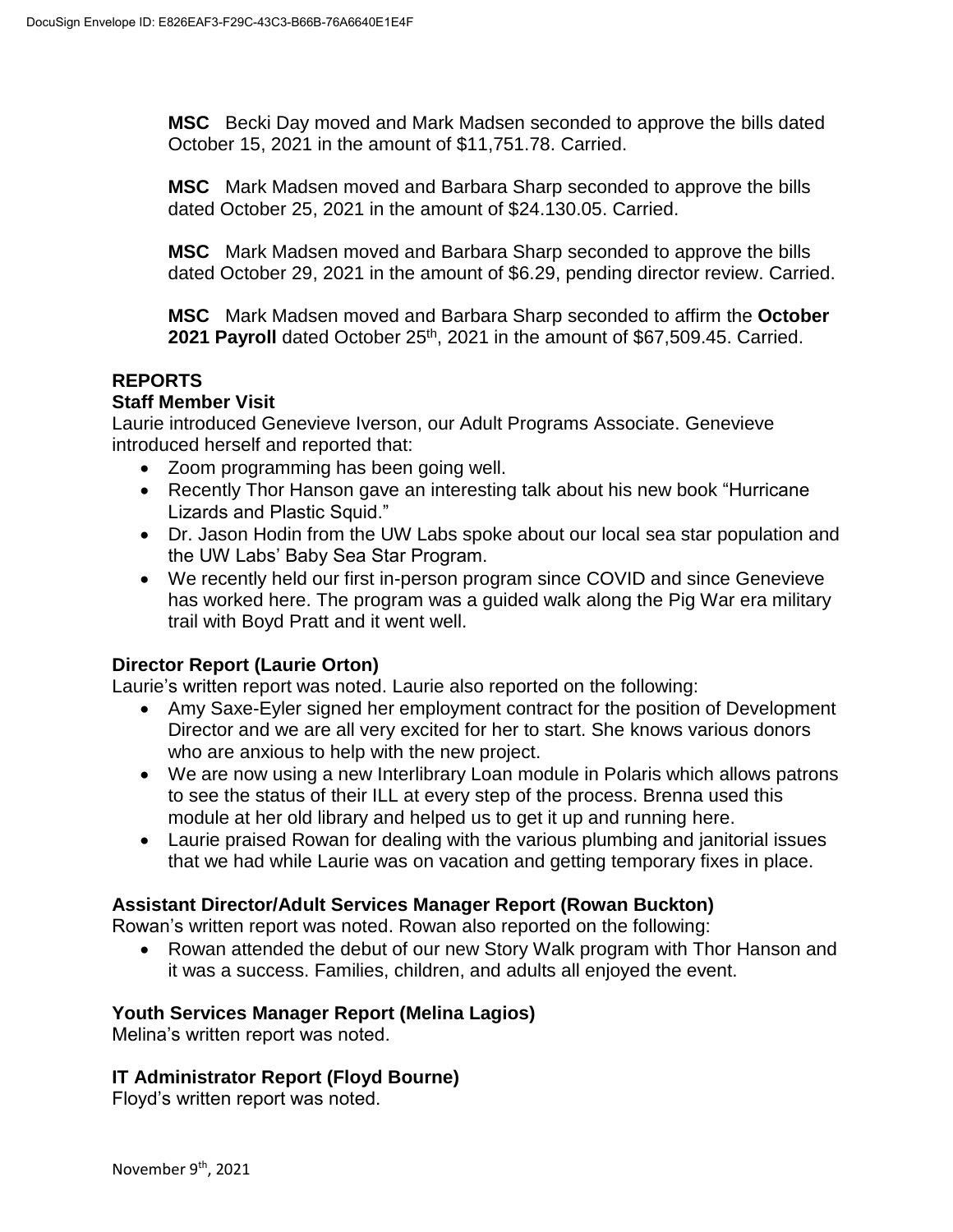**MSC** Becki Day moved and Mark Madsen seconded to approve the bills dated October 15, 2021 in the amount of $11,751.78. Carried.

**MSC** Mark Madsen moved and Barbara Sharp seconded to approve the bills dated October 25, 2021 in the amount of $24.130.05. Carried.

**MSC** Mark Madsen moved and Barbara Sharp seconded to approve the bills dated October 29, 2021 in the amount of $6.29, pending director review. Carried.

**MSC** Mark Madsen moved and Barbara Sharp seconded to affirm the **October 2021 Payroll** dated October 25th, 2021 in the amount of $67,509.45. Carried.

## REPORTS

### Staff Member Visit

Laurie introduced Genevieve Iverson, our Adult Programs Associate. Genevieve introduced herself and reported that:

- Zoom programming has been going well.
- Recently Thor Hanson gave an interesting talk about his new book "Hurricane Lizards and Plastic Squid."
- Dr. Jason Hodin from the UW Labs spoke about our local sea star population and the UW Labs' Baby Sea Star Program.
- We recently held our first in-person program since COVID and since Genevieve has worked here. The program was a guided walk along the Pig War era military trail with Boyd Pratt and it went well.

### Director Report (Laurie Orton)

Laurie's written report was noted. Laurie also reported on the following:

- Amy Saxe-Eyler signed her employment contract for the position of Development Director and we are all very excited for her to start. She knows various donors who are anxious to help with the new project.
- We are now using a new Interlibrary Loan module in Polaris which allows patrons to see the status of their ILL at every step of the process. Brenna used this module at her old library and helped us to get it up and running here.
- Laurie praised Rowan for dealing with the various plumbing and janitorial issues that we had while Laurie was on vacation and getting temporary fixes in place.

### Assistant Director/Adult Services Manager Report (Rowan Buckton)

Rowan's written report was noted. Rowan also reported on the following:

- Rowan attended the debut of our new Story Walk program with Thor Hanson and it was a success. Families, children, and adults all enjoyed the event.

### Youth Services Manager Report (Melina Lagios)

Melina's written report was noted.

### IT Administrator Report (Floyd Bourne)

Floyd's written report was noted.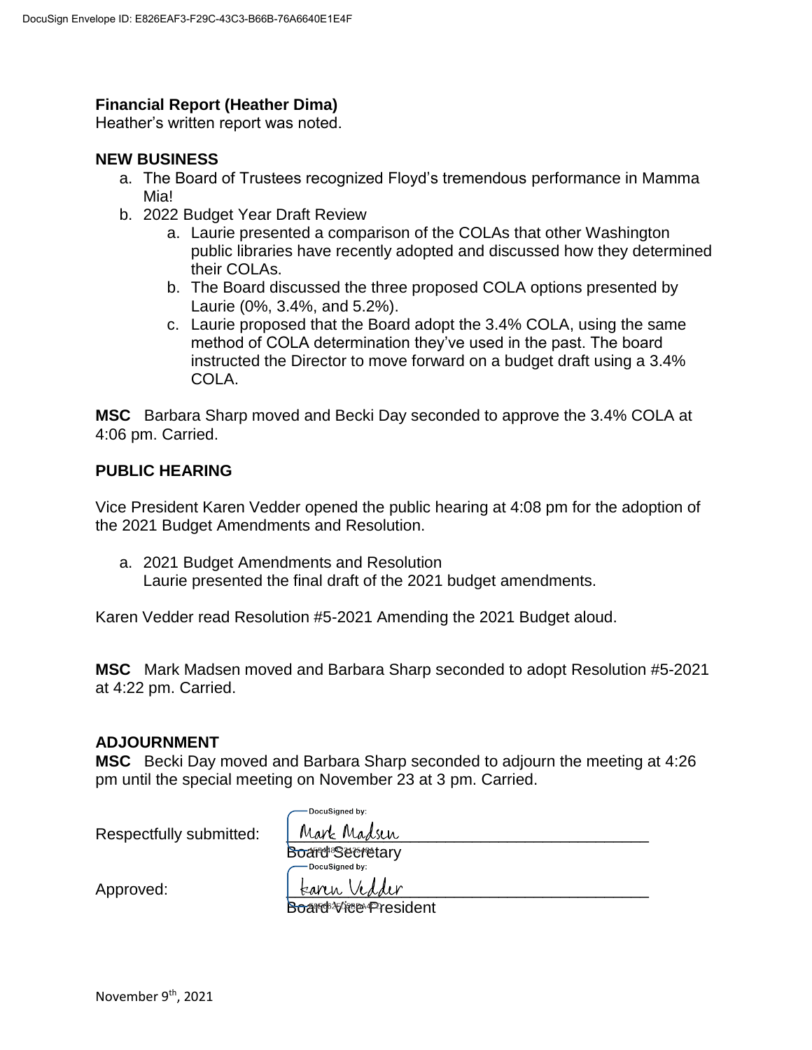**Financial Report (Heather Dima)**
Heather's written report was noted.

**NEW BUSINESS**

a. The Board of Trustees recognized Floyd's tremendous performance in Mamma Mia!
b. 2022 Budget Year Draft Review
    a. Laurie presented a comparison of the COLAs that other Washington public libraries have recently adopted and discussed how they determined their COLAs.
    b. The Board discussed the three proposed COLA options presented by Laurie (0%, 3.4%, and 5.2%).
    c. Laurie proposed that the Board adopt the 3.4% COLA, using the same method of COLA determination they've used in the past. The board instructed the Director to move forward on a budget draft using a 3.4% COLA.

**MSC** Barbara Sharp moved and Becki Day seconded to approve the 3.4% COLA at 4:06 pm. Carried.

**PUBLIC HEARING**

Vice President Karen Vedder opened the public hearing at 4:08 pm for the adoption of the 2021 Budget Amendments and Resolution.

a. 2021 Budget Amendments and Resolution
   Laurie presented the final draft of the 2021 budget amendments.

Karen Vedder read Resolution #5-2021 Amending the 2021 Budget aloud.

**MSC** Mark Madsen moved and Barbara Sharp seconded to adopt Resolution #5-2021 at 4:22 pm. Carried.

**ADJOURNMENT**
**MSC** Becki Day moved and Barbara Sharp seconded to adjourn the meeting at 4:26 pm until the special meeting on November 23 at 3 pm. Carried.

Respectfully submitted: Mark Madsen
Board Secretary

Approved: Karen Vedder
Board Vice President

November 9th, 2021